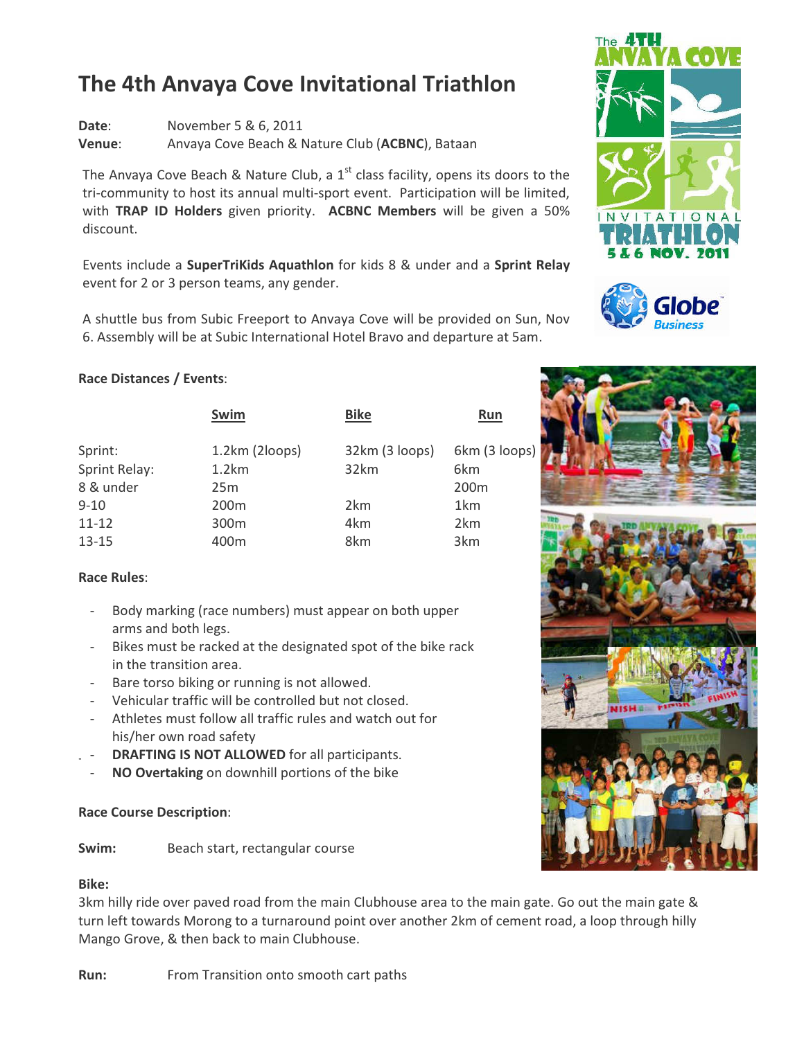# The 4th Anvaya Cove Invitational Triathlon

**Date**: November 5 & 6, 2011
**Venue**: Anvaya Cove Beach & Nature Club (**ACBNC**), Bataan

The Anvaya Cove Beach & Nature Club, a 1st class facility, opens its doors to the tri-community to host its annual multi-sport event. Participation will be limited, with **TRAP ID Holders** given priority. **ACBNC Members** will be given a 50% discount.

Events include a **SuperTriKids Aquathlon** for kids 8 & under and a **Sprint Relay** event for 2 or 3 person teams, any gender.

A shuttle bus from Subic Freeport to Anvaya Cove will be provided on Sun, Nov 6. Assembly will be at Subic International Hotel Bravo and departure at 5am.

**Race Distances / Events**:

| | Swim | Bike | Run |
|---|---|---|---|
| Sprint: | 1.2km (2loops) | 32km (3 loops) | 6km (3 loops) |
| Sprint Relay: | 1.2km | 32km | 6km |
| 8 & under | 25m | | 200m |
| 9-10 | 200m | 2km | 1km |
| 11-12 | 300m | 4km | 2km |
| 13-15 | 400m | 8km | 3km |

**Race Rules**:

- Body marking (race numbers) must appear on both upper arms and both legs.
- Bikes must be racked at the designated spot of the bike rack in the transition area.
- Bare torso biking or running is not allowed.
- Vehicular traffic will be controlled but not closed.
- Athletes must follow all traffic rules and watch out for his/her own road safety
- **DRAFTING IS NOT ALLOWED** for all participants.
- **NO Overtaking** on downhill portions of the bike

**Race Course Description**:

**Swim:** Beach start, rectangular course

**Bike:**
3km hilly ride over paved road from the main Clubhouse area to the main gate. Go out the main gate & turn left towards Morong to a turnaround point over another 2km of cement road, a loop through hilly Mango Grove, & then back to main Clubhouse.

**Run:** From Transition onto smooth cart paths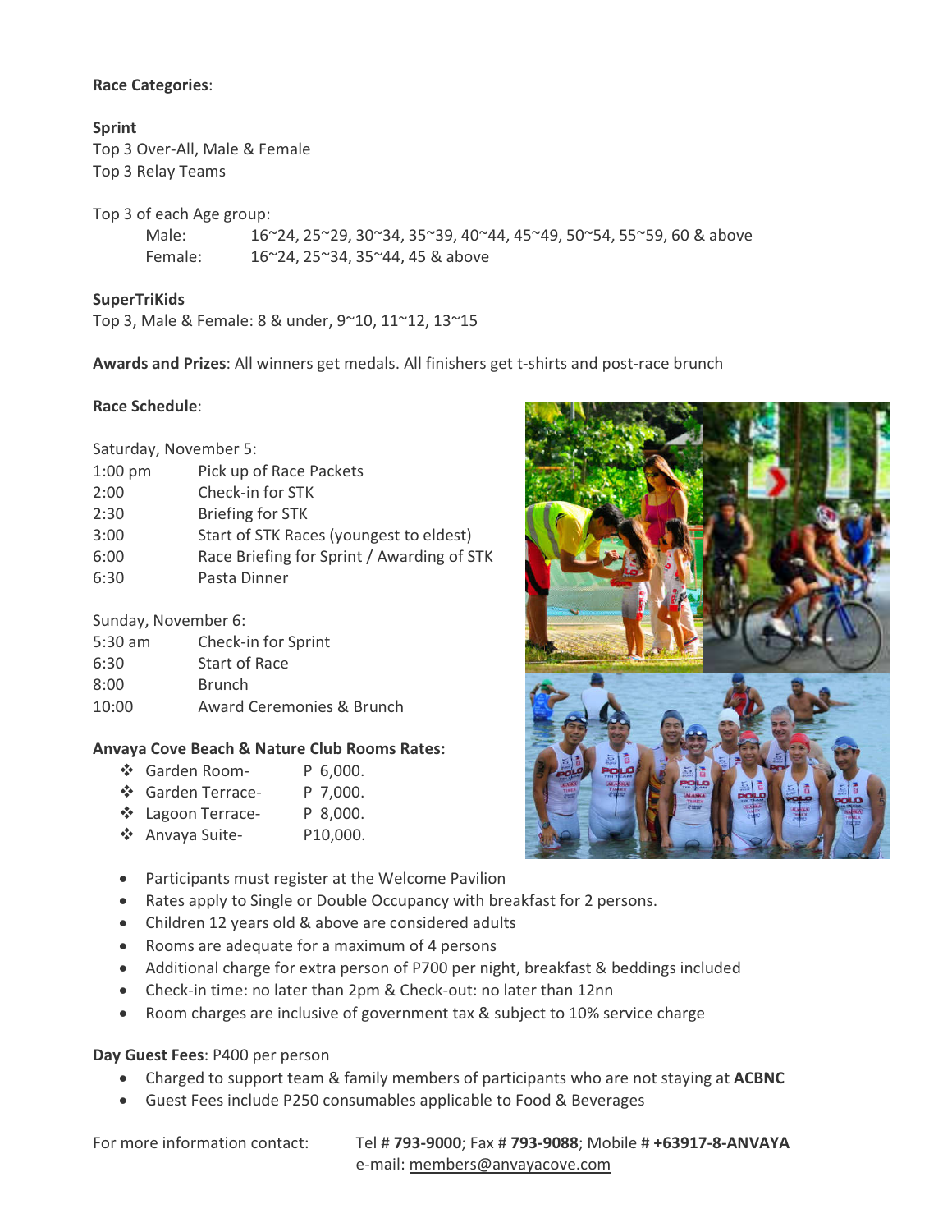**Race Categories**:

**Sprint**
Top 3 Over-All, Male & Female
Top 3 Relay Teams

Top 3 of each Age group:

Male: 16~24, 25~29, 30~34, 35~39, 40~44, 45~49, 50~54, 55~59, 60 & above
Female: 16~24, 25~34, 35~44, 45 & above

**SuperTriKids**
Top 3, Male & Female: 8 & under, 9~10, 11~12, 13~15

**Awards and Prizes**: All winners get medals. All finishers get t-shirts and post-race brunch

**Race Schedule**:

Saturday, November 5:

| | |
|---|---|
| 1:00 pm | Pick up of Race Packets |
| 2:00 | Check-in for STK |
| 2:30 | Briefing for STK |
| 3:00 | Start of STK Races (youngest to eldest) |
| 6:00 | Race Briefing for Sprint / Awarding of STK |
| 6:30 | Pasta Dinner |

Sunday, November 6:

| | |
|---|---|
| 5:30 am | Check-in for Sprint |
| 6:30 | Start of Race |
| 8:00 | Brunch |
| 10:00 | Award Ceremonies & Brunch |

**Anvaya Cove Beach & Nature Club Rooms Rates:**

- Garden Room- P 6,000.
- Garden Terrace- P 7,000.
- Lagoon Terrace- P 8,000.
- Anvaya Suite- P10,000.

- Participants must register at the Welcome Pavilion
- Rates apply to Single or Double Occupancy with breakfast for 2 persons.
- Children 12 years old & above are considered adults
- Rooms are adequate for a maximum of 4 persons
- Additional charge for extra person of P700 per night, breakfast & beddings included
- Check-in time: no later than 2pm & Check-out: no later than 12nn
- Room charges are inclusive of government tax & subject to 10% service charge

**Day Guest Fees**: P400 per person

- Charged to support team & family members of participants who are not staying at **ACBNC**
- Guest Fees include P250 consumables applicable to Food & Beverages

For more information contact: Tel # **793-9000**; Fax # **793-9088**; Mobile # **+63917-8-ANVAYA**
e-mail: members@anvayacove.com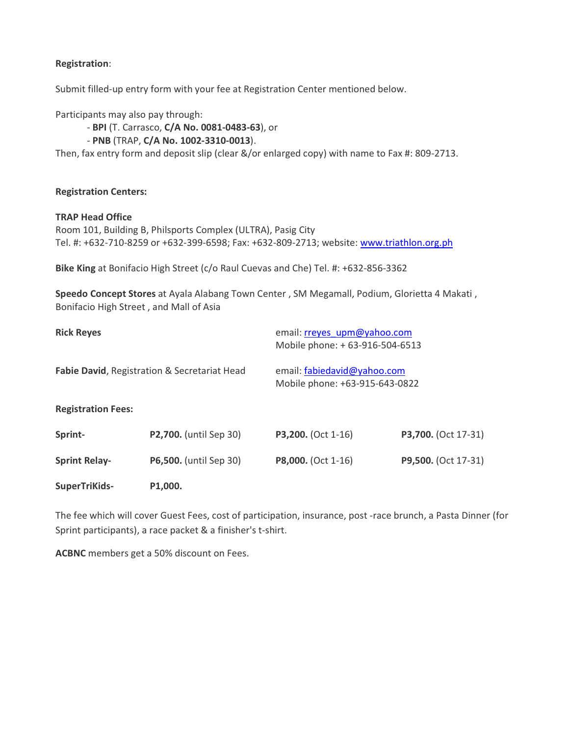**Registration**:

Submit filled-up entry form with your fee at Registration Center mentioned below.

Participants may also pay through:

- **BPI** (T. Carrasco, **C/A No. 0081-0483-63**), or
- **PNB** (TRAP, **C/A No. 1002-3310-0013**).

Then, fax entry form and deposit slip (clear &/or enlarged copy) with name to Fax #: 809-2713.

**Registration Centers:**

**TRAP Head Office**
Room 101, Building B, Philsports Complex (ULTRA), Pasig City
Tel. #: +632-710-8259 or +632-399-6598; Fax: +632-809-2713; website: www.triathlon.org.ph

**Bike King** at Bonifacio High Street (c/o Raul Cuevas and Che) Tel. #: +632-856-3362

**Speedo Concept Stores** at Ayala Alabang Town Center , SM Megamall, Podium, Glorietta 4 Makati , Bonifacio High Street , and Mall of Asia

| | |
|---|---|
| **Rick Reyes** | email: rreyes_upm@yahoo.com<br>Mobile phone: + 63-916-504-6513 |
| **Fabie David**, Registration & Secretariat Head | email: fabiedavid@yahoo.com<br>Mobile phone: +63-915-643-0822 |

**Registration Fees:**

| | | | |
|---|---|---|---|
| **Sprint-** | **P2,700.** (until Sep 30) | **P3,200.** (Oct 1-16) | **P3,700.** (Oct 17-31) |
| **Sprint Relay-** | **P6,500.** (until Sep 30) | **P8,000.** (Oct 1-16) | **P9,500.** (Oct 17-31) |
| **SuperTriKids-** | **P1,000.** | | |

The fee which will cover Guest Fees, cost of participation, insurance, post -race brunch, a Pasta Dinner (for Sprint participants), a race packet & a finisher's t-shirt.

**ACBNC** members get a 50% discount on Fees.